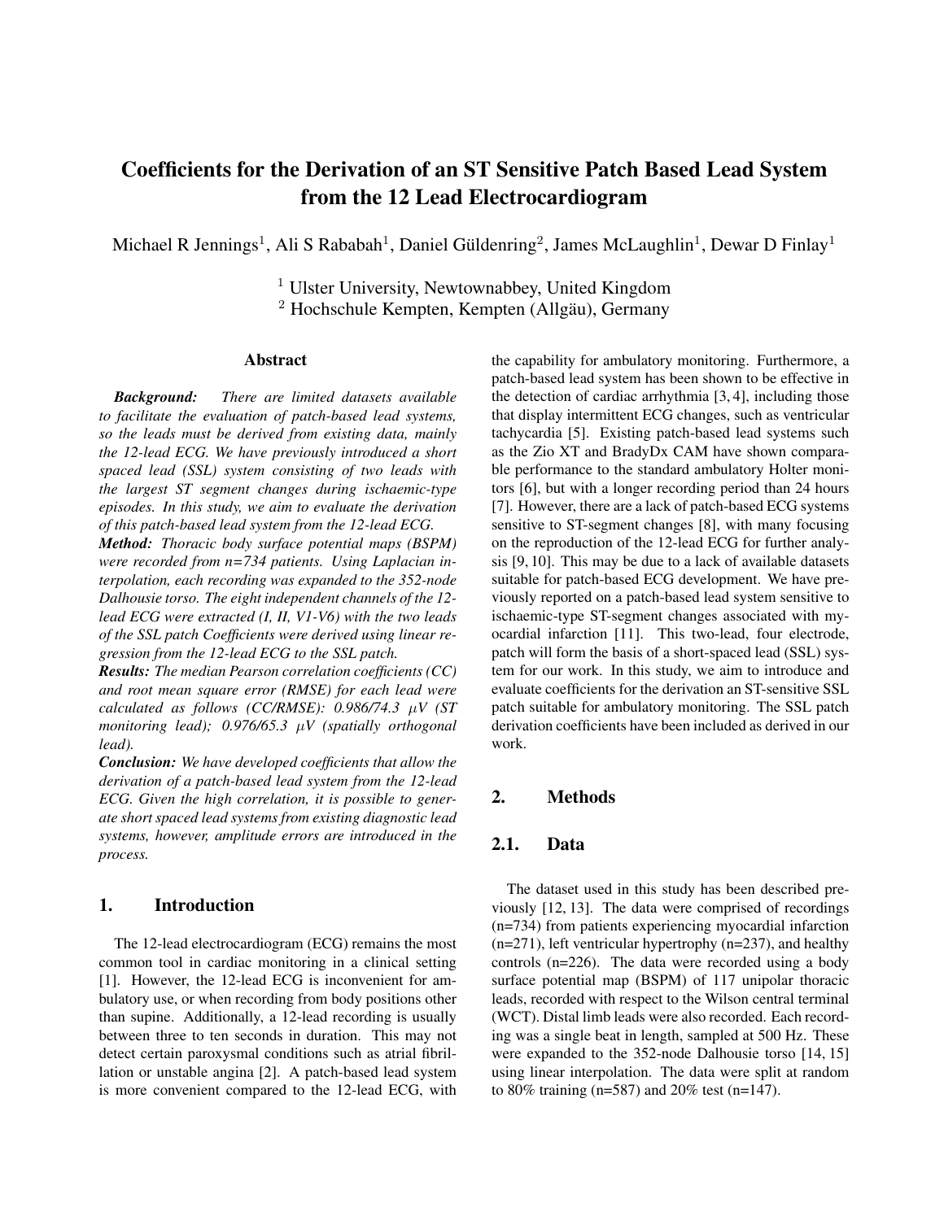# Coefficients for the Derivation of an ST Sensitive Patch Based Lead System from the 12 Lead Electrocardiogram

Michael R Jennings[1], Ali S Rababah[1], Daniel Güldenring[2], James McLaughlin[1], Dewar D Finlay[1]

[1] Ulster University, Newtownabbey, United Kingdom
[2] Hochschule Kempten, Kempten (Allgäu), Germany

## Abstract

***Background:*** *There are limited datasets available to facilitate the evaluation of patch-based lead systems, so the leads must be derived from existing data, mainly the 12-lead ECG. We have previously introduced a short spaced lead (SSL) system consisting of two leads with the largest ST segment changes during ischaemic-type episodes. In this study, we aim to evaluate the derivation of this patch-based lead system from the 12-lead ECG.*

***Method:*** *Thoracic body surface potential maps (BSPM) were recorded from n=734 patients. Using Laplacian interpolation, each recording was expanded to the 352-node Dalhousie torso. The eight independent channels of the 12-lead ECG were extracted (I, II, V1-V6) with the two leads of the SSL patch Coefficients were derived using linear regression from the 12-lead ECG to the SSL patch.*

***Results:*** *The median Pearson correlation coefficients (CC) and root mean square error (RMSE) for each lead were calculated as follows (CC/RMSE): 0.986/74.3 $\mu V$ (ST monitoring lead); 0.976/65.3 $\mu V$ (spatially orthogonal lead).*

***Conclusion:*** *We have developed coefficients that allow the derivation of a patch-based lead system from the 12-lead ECG. Given the high correlation, it is possible to generate short spaced lead systems from existing diagnostic lead systems, however, amplitude errors are introduced in the process.*

## 1. Introduction

The 12-lead electrocardiogram (ECG) remains the most common tool in cardiac monitoring in a clinical setting [1]. However, the 12-lead ECG is inconvenient for ambulatory use, or when recording from body positions other than supine. Additionally, a 12-lead recording is usually between three to ten seconds in duration. This may not detect certain paroxysmal conditions such as atrial fibrillation or unstable angina [2]. A patch-based lead system is more convenient compared to the 12-lead ECG, with the capability for ambulatory monitoring. Furthermore, a patch-based lead system has been shown to be effective in the detection of cardiac arrhythmia [3, 4], including those that display intermittent ECG changes, such as ventricular tachycardia [5]. Existing patch-based lead systems such as the Zio XT and BradyDx CAM have shown comparable performance to the standard ambulatory Holter monitors [6], but with a longer recording period than 24 hours [7]. However, there are a lack of patch-based ECG systems sensitive to ST-segment changes [8], with many focusing on the reproduction of the 12-lead ECG for further analysis [9, 10]. This may be due to a lack of available datasets suitable for patch-based ECG development. We have previously reported on a patch-based lead system sensitive to ischaemic-type ST-segment changes associated with myocardial infarction [11]. This two-lead, four electrode, patch will form the basis of a short-spaced lead (SSL) system for our work. In this study, we aim to introduce and evaluate coefficients for the derivation an ST-sensitive SSL patch suitable for ambulatory monitoring. The SSL patch derivation coefficients have been included as derived in our work.

## 2. Methods

### 2.1. Data

The dataset used in this study has been described previously [12, 13]. The data were comprised of recordings (n=734) from patients experiencing myocardial infarction (n=271), left ventricular hypertrophy (n=237), and healthy controls (n=226). The data were recorded using a body surface potential map (BSPM) of 117 unipolar thoracic leads, recorded with respect to the Wilson central terminal (WCT). Distal limb leads were also recorded. Each recording was a single beat in length, sampled at 500 Hz. These were expanded to the 352-node Dalhousie torso [14, 15] using linear interpolation. The data were split at random to 80% training (n=587) and 20% test (n=147).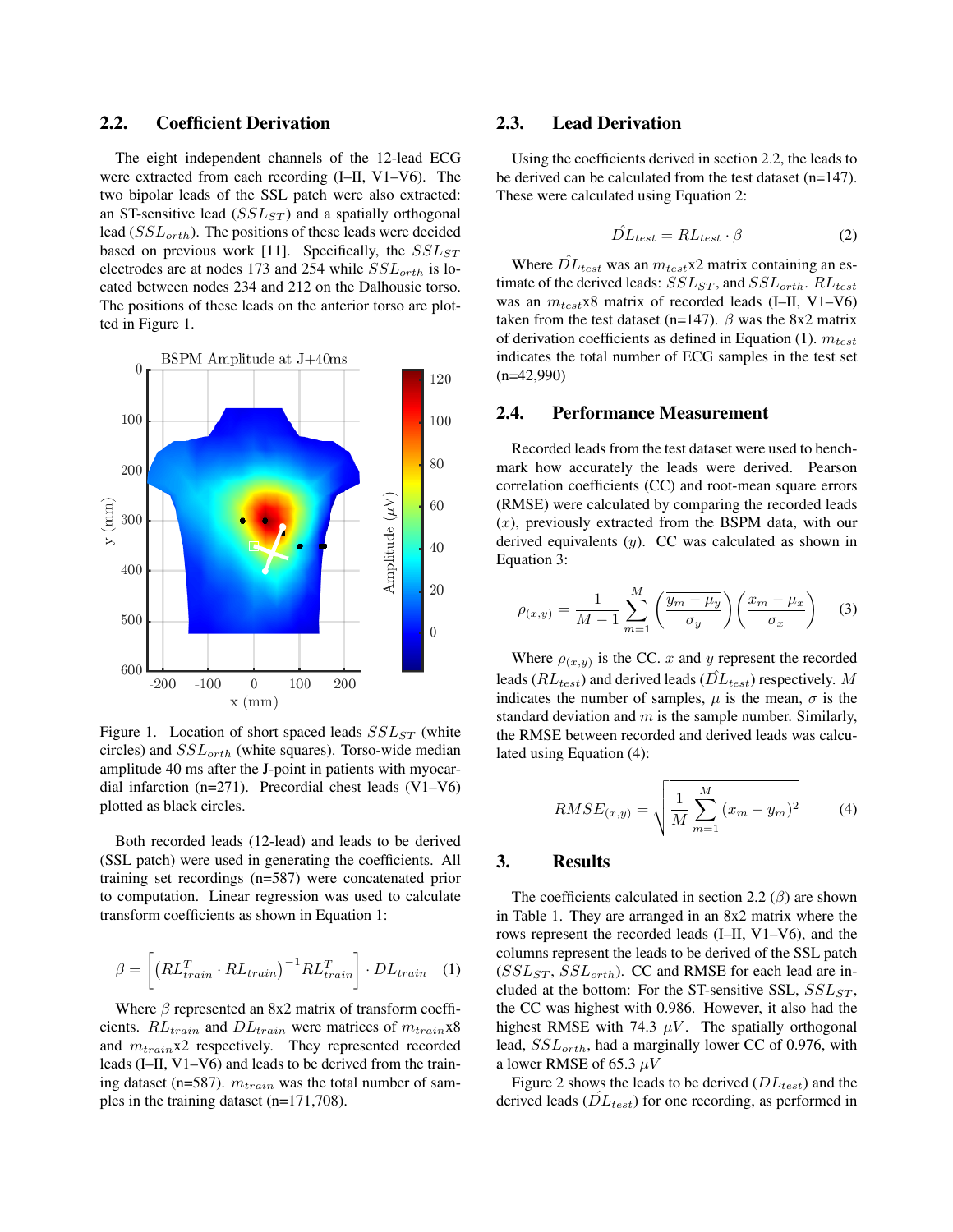## 2.2. Coefficient Derivation

The eight independent channels of the 12-lead ECG were extracted from each recording (I–II, V1–V6). The two bipolar leads of the SSL patch were also extracted: an ST-sensitive lead ($SSL_{ST}$) and a spatially orthogonal lead ($SSL_{orth}$). The positions of these leads were decided based on previous work [11]. Specifically, the $SSL_{ST}$ electrodes are at nodes 173 and 254 while $SSL_{orth}$ is located between nodes 234 and 212 on the Dalhousie torso. The positions of these leads on the anterior torso are plotted in Figure 1.

Figure 1. Location of short spaced leads $SSL_{ST}$ (white circles) and $SSL_{orth}$ (white squares). Torso-wide median amplitude 40 ms after the J-point in patients with myocardial infarction (n=271). Precordial chest leads (V1–V6) plotted as black circles.

Both recorded leads (12-lead) and leads to be derived (SSL patch) were used in generating the coefficients. All training set recordings (n=587) were concatenated prior to computation. Linear regression was used to calculate transform coefficients as shown in Equation 1:

$$\beta = \left[ \left( RL_{train}^{T} \cdot RL_{train} \right)^{-1} RL_{train}^{T} \right] \cdot DL_{train} \quad (1)$$

Where $\beta$ represented an 8x2 matrix of transform coefficients. $RL_{train}$ and $DL_{train}$ were matrices of $m_{train}$x8 and $m_{train}$x2 respectively. They represented recorded leads (I–II, V1–V6) and leads to be derived from the training dataset (n=587). $m_{train}$ was the total number of samples in the training dataset (n=171,708).

## 2.3. Lead Derivation

Using the coefficients derived in section 2.2, the leads to be derived can be calculated from the test dataset (n=147). These were calculated using Equation 2:

$$\hat{DL}_{test} = RL_{test} \cdot \beta \quad (2)$$

Where $\hat{DL}_{test}$ was an $m_{test}$x2 matrix containing an estimate of the derived leads: $SSL_{ST}$, and $SSL_{orth}$. $RL_{test}$ was an $m_{test}$x8 matrix of recorded leads (I–II, V1–V6) taken from the test dataset (n=147). $\beta$ was the 8x2 matrix of derivation coefficients as defined in Equation (1). $m_{test}$ indicates the total number of ECG samples in the test set (n=42,990)

## 2.4. Performance Measurement

Recorded leads from the test dataset were used to benchmark how accurately the leads were derived. Pearson correlation coefficients (CC) and root-mean square errors (RMSE) were calculated by comparing the recorded leads ($x$), previously extracted from the BSPM data, with our derived equivalents ($y$). CC was calculated as shown in Equation 3:

$$\rho_{(x,y)} = \frac{1}{M-1} \sum_{m=1}^{M} \left( \frac{y_m - \mu_y}{\sigma_y} \right) \left( \frac{x_m - \mu_x}{\sigma_x} \right) \quad (3)$$

Where $\rho_{(x,y)}$ is the CC. $x$ and $y$ represent the recorded leads ($RL_{test}$) and derived leads ($\hat{DL}_{test}$) respectively. $M$ indicates the number of samples, $\mu$ is the mean, $\sigma$ is the standard deviation and $m$ is the sample number. Similarly, the RMSE between recorded and derived leads was calculated using Equation (4):

$$RMSE_{(x,y)} = \sqrt{\frac{1}{M} \sum_{m=1}^{M} (x_m - y_m)^2} \quad (4)$$

## 3. Results

The coefficients calculated in section 2.2 ($\beta$) are shown in Table 1. They are arranged in an 8x2 matrix where the rows represent the recorded leads (I–II, V1–V6), and the columns represent the leads to be derived of the SSL patch ($SSL_{ST}$, $SSL_{orth}$). CC and RMSE for each lead are included at the bottom: For the ST-sensitive SSL, $SSL_{ST}$, the CC was highest with 0.986. However, it also had the highest RMSE with 74.3 $\mu V$. The spatially orthogonal lead, $SSL_{orth}$, had a marginally lower CC of 0.976, with a lower RMSE of 65.3 $\mu V$

Figure 2 shows the leads to be derived ($DL_{test}$) and the derived leads ($\hat{DL}_{test}$) for one recording, as performed in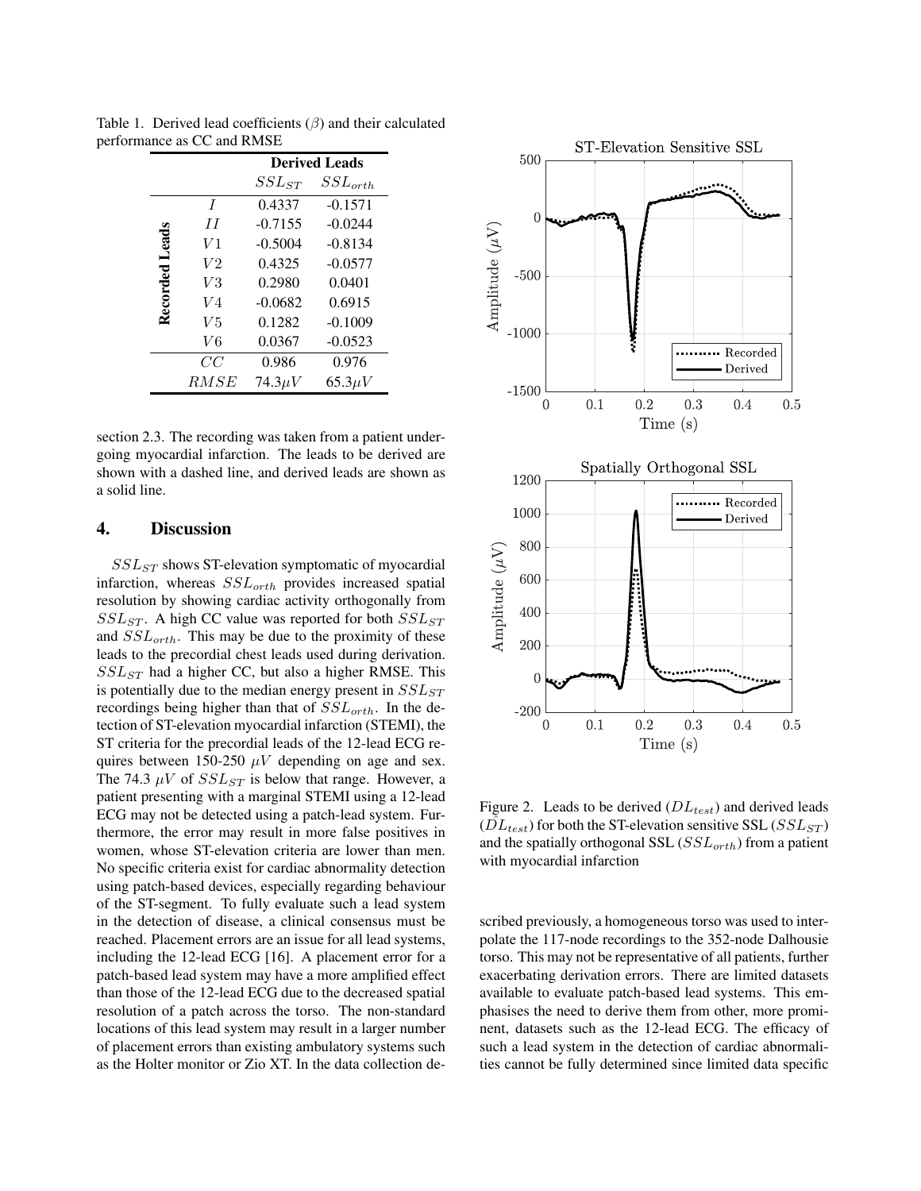Table 1. Derived lead coefficients ($\beta$) and their calculated performance as CC and RMSE

| | | Derived Leads | |
|---|---|---|---|
| | | $SSL_{ST}$ | $SSL_{orth}$ |
| **Recorded Leads** | $I$ | 0.4337 | -0.1571 |
| | $II$ | -0.7155 | -0.0244 |
| | $V1$ | -0.5004 | -0.8134 |
| | $V2$ | 0.4325 | -0.0577 |
| | $V3$ | 0.2980 | 0.0401 |
| | $V4$ | -0.0682 | 0.6915 |
| | $V5$ | 0.1282 | -0.1009 |
| | $V6$ | 0.0367 | -0.0523 |
| | $CC$ | 0.986 | 0.976 |
| | $RMSE$ | $74.3\mu V$ | $65.3\mu V$ |

section 2.3. The recording was taken from a patient undergoing myocardial infarction. The leads to be derived are shown with a dashed line, and derived leads are shown as a solid line.

Figure 2. Leads to be derived ($DL_{test}$) and derived leads ($\hat{DL}_{test}$) for both the ST-elevation sensitive SSL ($SSL_{ST}$) and the spatially orthogonal SSL ($SSL_{orth}$) from a patient with myocardial infarction

## 4. Discussion

$SSL_{ST}$ shows ST-elevation symptomatic of myocardial infarction, whereas $SSL_{orth}$ provides increased spatial resolution by showing cardiac activity orthogonally from $SSL_{ST}$. A high CC value was reported for both $SSL_{ST}$ and $SSL_{orth}$. This may be due to the proximity of these leads to the precordial chest leads used during derivation. $SSL_{ST}$ had a higher CC, but also a higher RMSE. This is potentially due to the median energy present in $SSL_{ST}$ recordings being higher than that of $SSL_{orth}$. In the detection of ST-elevation myocardial infarction (STEMI), the ST criteria for the precordial leads of the 12-lead ECG requires between 150-250 $\mu V$ depending on age and sex. The 74.3 $\mu V$ of $SSL_{ST}$ is below that range. However, a patient presenting with a marginal STEMI using a 12-lead ECG may not be detected using a patch-lead system. Furthermore, the error may result in more false positives in women, whose ST-elevation criteria are lower than men. No specific criteria exist for cardiac abnormality detection using patch-based devices, especially regarding behaviour of the ST-segment. To fully evaluate such a lead system in the detection of disease, a clinical consensus must be reached. Placement errors are an issue for all lead systems, including the 12-lead ECG [16]. A placement error for a patch-based lead system may have a more amplified effect than those of the 12-lead ECG due to the decreased spatial resolution of a patch across the torso. The non-standard locations of this lead system may result in a larger number of placement errors than existing ambulatory systems such as the Holter monitor or Zio XT. In the data collection described previously, a homogeneous torso was used to interpolate the 117-node recordings to the 352-node Dalhousie torso. This may not be representative of all patients, further exacerbating derivation errors. There are limited datasets available to evaluate patch-based lead systems. This emphasises the need to derive them from other, more prominent, datasets such as the 12-lead ECG. The efficacy of such a lead system in the detection of cardiac abnormalities cannot be fully determined since limited data specific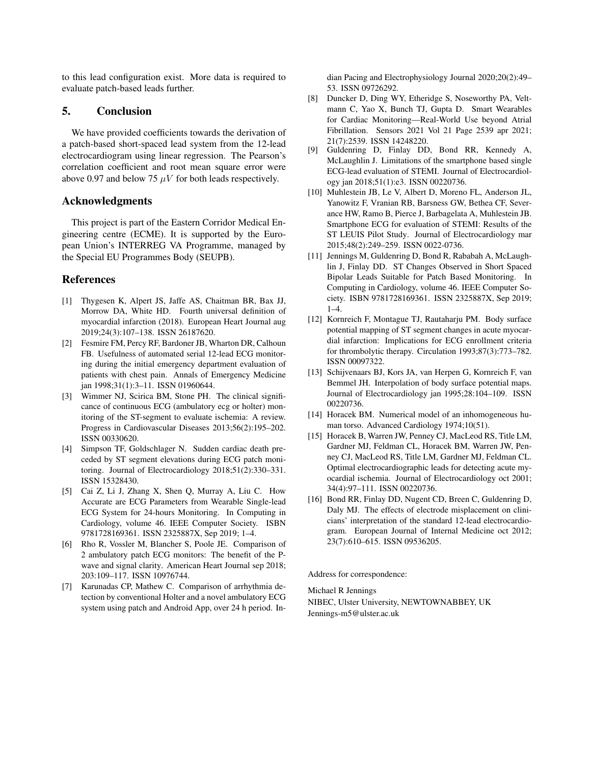to this lead configuration exist. More data is required to evaluate patch-based leads further.

## 5. Conclusion

We have provided coefficients towards the derivation of a patch-based short-spaced lead system from the 12-lead electrocardiogram using linear regression. The Pearson's correlation coefficient and root mean square error were above 0.97 and below 75 $\mu V$ for both leads respectively.

## Acknowledgments

This project is part of the Eastern Corridor Medical Engineering centre (ECME). It is supported by the European Union's INTERREG VA Programme, managed by the Special EU Programmes Body (SEUPB).

## References

[1] Thygesen K, Alpert JS, Jaffe AS, Chaitman BR, Bax JJ, Morrow DA, White HD. Fourth universal definition of myocardial infarction (2018). European Heart Journal aug 2019;24(3):107–138. ISSN 26187620.

[2] Fesmire FM, Percy RF, Bardoner JB, Wharton DR, Calhoun FB. Usefulness of automated serial 12-lead ECG monitoring during the initial emergency department evaluation of patients with chest pain. Annals of Emergency Medicine jan 1998;31(1):3–11. ISSN 01960644.

[3] Wimmer NJ, Scirica BM, Stone PH. The clinical significance of continuous ECG (ambulatory ecg or holter) monitoring of the ST-segment to evaluate ischemia: A review. Progress in Cardiovascular Diseases 2013;56(2):195–202. ISSN 00330620.

[4] Simpson TF, Goldschlager N. Sudden cardiac death preceded by ST segment elevations during ECG patch monitoring. Journal of Electrocardiology 2018;51(2):330–331. ISSN 15328430.

[5] Cai Z, Li J, Zhang X, Shen Q, Murray A, Liu C. How Accurate are ECG Parameters from Wearable Single-lead ECG System for 24-hours Monitoring. In Computing in Cardiology, volume 46. IEEE Computer Society. ISBN 9781728169361. ISSN 2325887X, Sep 2019; 1–4.

[6] Rho R, Vossler M, Blancher S, Poole JE. Comparison of 2 ambulatory patch ECG monitors: The benefit of the P-wave and signal clarity. American Heart Journal sep 2018; 203:109–117. ISSN 10976744.

[7] Karunadas CP, Mathew C. Comparison of arrhythmia detection by conventional Holter and a novel ambulatory ECG system using patch and Android App, over 24 h period. Indian Pacing and Electrophysiology Journal 2020;20(2):49–53. ISSN 09726292.

[8] Duncker D, Ding WY, Etheridge S, Noseworthy PA, Veltmann C, Yao X, Bunch TJ, Gupta D. Smart Wearables for Cardiac Monitoring—Real-World Use beyond Atrial Fibrillation. Sensors 2021 Vol 21 Page 2539 apr 2021; 21(7):2539. ISSN 14248220.

[9] Guldenring D, Finlay DD, Bond RR, Kennedy A, McLaughlin J. Limitations of the smartphone based single ECG-lead evaluation of STEMI. Journal of Electrocardiology jan 2018;51(1):e3. ISSN 00220736.

[10] Muhlestein JB, Le V, Albert D, Moreno FL, Anderson JL, Yanowitz F, Vranian RB, Barsness GW, Bethea CF, Severance HW, Ramo B, Pierce J, Barbagelata A, Muhlestein JB. Smartphone ECG for evaluation of STEMI: Results of the ST LEUIS Pilot Study. Journal of Electrocardiology mar 2015;48(2):249–259. ISSN 0022-0736.

[11] Jennings M, Guldenring D, Bond R, Rababah A, McLaughlin J, Finlay DD. ST Changes Observed in Short Spaced Bipolar Leads Suitable for Patch Based Monitoring. In Computing in Cardiology, volume 46. IEEE Computer Society. ISBN 9781728169361. ISSN 2325887X, Sep 2019; 1–4.

[12] Kornreich F, Montague TJ, Rautaharju PM. Body surface potential mapping of ST segment changes in acute myocardial infarction: Implications for ECG enrollment criteria for thrombolytic therapy. Circulation 1993;87(3):773–782. ISSN 00097322.

[13] Schijvenaars BJ, Kors JA, van Herpen G, Kornreich F, van Bemmel JH. Interpolation of body surface potential maps. Journal of Electrocardiology jan 1995;28:104–109. ISSN 00220736.

[14] Horacek BM. Numerical model of an inhomogeneous human torso. Advanced Cardiology 1974;10(51).

[15] Horacek B, Warren JW, Penney CJ, MacLeod RS, Title LM, Gardner MJ, Feldman CL, Horacek BM, Warren JW, Penney CJ, MacLeod RS, Title LM, Gardner MJ, Feldman CL. Optimal electrocardiographic leads for detecting acute myocardial ischemia. Journal of Electrocardiology oct 2001; 34(4):97–111. ISSN 00220736.

[16] Bond RR, Finlay DD, Nugent CD, Breen C, Guldenring D, Daly MJ. The effects of electrode misplacement on clinicians' interpretation of the standard 12-lead electrocardiogram. European Journal of Internal Medicine oct 2012; 23(7):610–615. ISSN 09536205.

Address for correspondence:

Michael R Jennings
NIBEC, Ulster University, NEWTOWNABBEY, UK
Jennings-m5@ulster.ac.uk